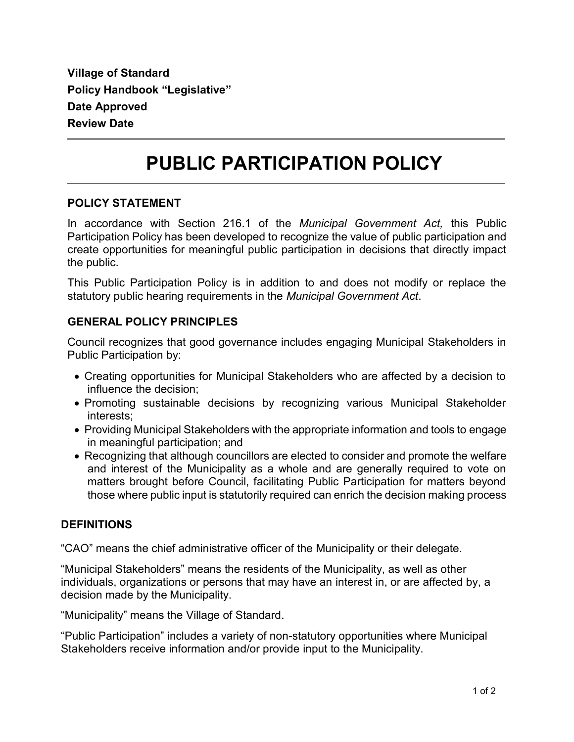**Village of Standard**
**Policy Handbook "Legislative"**
**Date Approved**
**Review Date**

# PUBLIC PARTICIPATION POLICY

## POLICY STATEMENT

In accordance with Section 216.1 of the *Municipal Government Act,* this Public Participation Policy has been developed to recognize the value of public participation and create opportunities for meaningful public participation in decisions that directly impact the public.

This Public Participation Policy is in addition to and does not modify or replace the statutory public hearing requirements in the *Municipal Government Act*.

## GENERAL POLICY PRINCIPLES

Council recognizes that good governance includes engaging Municipal Stakeholders in Public Participation by:

- Creating opportunities for Municipal Stakeholders who are affected by a decision to influence the decision;
- Promoting sustainable decisions by recognizing various Municipal Stakeholder interests;
- Providing Municipal Stakeholders with the appropriate information and tools to engage in meaningful participation; and
- Recognizing that although councillors are elected to consider and promote the welfare and interest of the Municipality as a whole and are generally required to vote on matters brought before Council, facilitating Public Participation for matters beyond those where public input is statutorily required can enrich the decision making process

## DEFINITIONS

"CAO" means the chief administrative officer of the Municipality or their delegate.

"Municipal Stakeholders" means the residents of the Municipality, as well as other individuals, organizations or persons that may have an interest in, or are affected by, a decision made by the Municipality.

"Municipality" means the Village of Standard.

"Public Participation" includes a variety of non-statutory opportunities where Municipal Stakeholders receive information and/or provide input to the Municipality.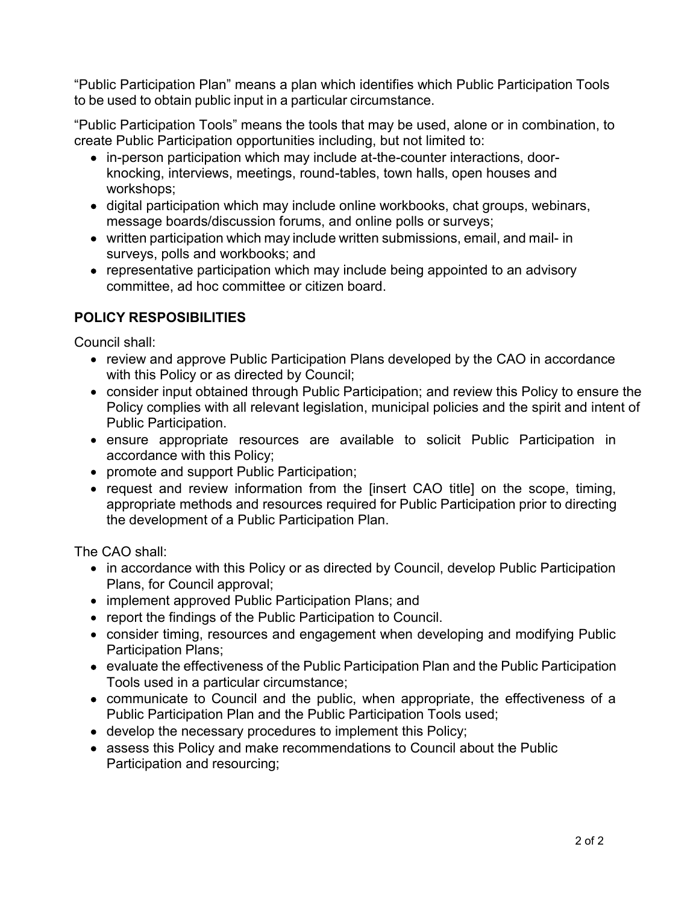"Public Participation Plan" means a plan which identifies which Public Participation Tools to be used to obtain public input in a particular circumstance.

"Public Participation Tools" means the tools that may be used, alone or in combination, to create Public Participation opportunities including, but not limited to:

- in-person participation which may include at-the-counter interactions, door-knocking, interviews, meetings, round-tables, town halls, open houses and workshops;
- digital participation which may include online workbooks, chat groups, webinars, message boards/discussion forums, and online polls or surveys;
- written participation which may include written submissions, email, and mail- in surveys, polls and workbooks; and
- representative participation which may include being appointed to an advisory committee, ad hoc committee or citizen board.

## POLICY RESPOSIBILITIES

Council shall:

- review and approve Public Participation Plans developed by the CAO in accordance with this Policy or as directed by Council;
- consider input obtained through Public Participation; and review this Policy to ensure the Policy complies with all relevant legislation, municipal policies and the spirit and intent of Public Participation.
- ensure appropriate resources are available to solicit Public Participation in accordance with this Policy;
- promote and support Public Participation;
- request and review information from the [insert CAO title] on the scope, timing, appropriate methods and resources required for Public Participation prior to directing the development of a Public Participation Plan.

The CAO shall:

- in accordance with this Policy or as directed by Council, develop Public Participation Plans, for Council approval;
- implement approved Public Participation Plans; and
- report the findings of the Public Participation to Council.
- consider timing, resources and engagement when developing and modifying Public Participation Plans;
- evaluate the effectiveness of the Public Participation Plan and the Public Participation Tools used in a particular circumstance;
- communicate to Council and the public, when appropriate, the effectiveness of a Public Participation Plan and the Public Participation Tools used;
- develop the necessary procedures to implement this Policy;
- assess this Policy and make recommendations to Council about the Public Participation and resourcing;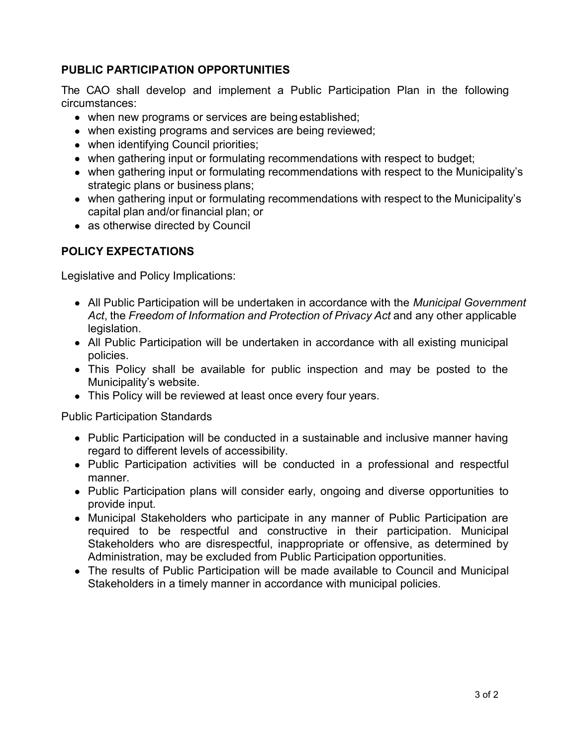## PUBLIC PARTICIPATION OPPORTUNITIES

The CAO shall develop and implement a Public Participation Plan in the following circumstances:

- when new programs or services are being established;
- when existing programs and services are being reviewed;
- when identifying Council priorities;
- when gathering input or formulating recommendations with respect to budget;
- when gathering input or formulating recommendations with respect to the Municipality's strategic plans or business plans;
- when gathering input or formulating recommendations with respect to the Municipality's capital plan and/or financial plan; or
- as otherwise directed by Council

## POLICY EXPECTATIONS

Legislative and Policy Implications:

- All Public Participation will be undertaken in accordance with the *Municipal Government Act*, the *Freedom of Information and Protection of Privacy Act* and any other applicable legislation.
- All Public Participation will be undertaken in accordance with all existing municipal policies.
- This Policy shall be available for public inspection and may be posted to the Municipality's website.
- This Policy will be reviewed at least once every four years.

Public Participation Standards

- Public Participation will be conducted in a sustainable and inclusive manner having regard to different levels of accessibility.
- Public Participation activities will be conducted in a professional and respectful manner.
- Public Participation plans will consider early, ongoing and diverse opportunities to provide input.
- Municipal Stakeholders who participate in any manner of Public Participation are required to be respectful and constructive in their participation. Municipal Stakeholders who are disrespectful, inappropriate or offensive, as determined by Administration, may be excluded from Public Participation opportunities.
- The results of Public Participation will be made available to Council and Municipal Stakeholders in a timely manner in accordance with municipal policies.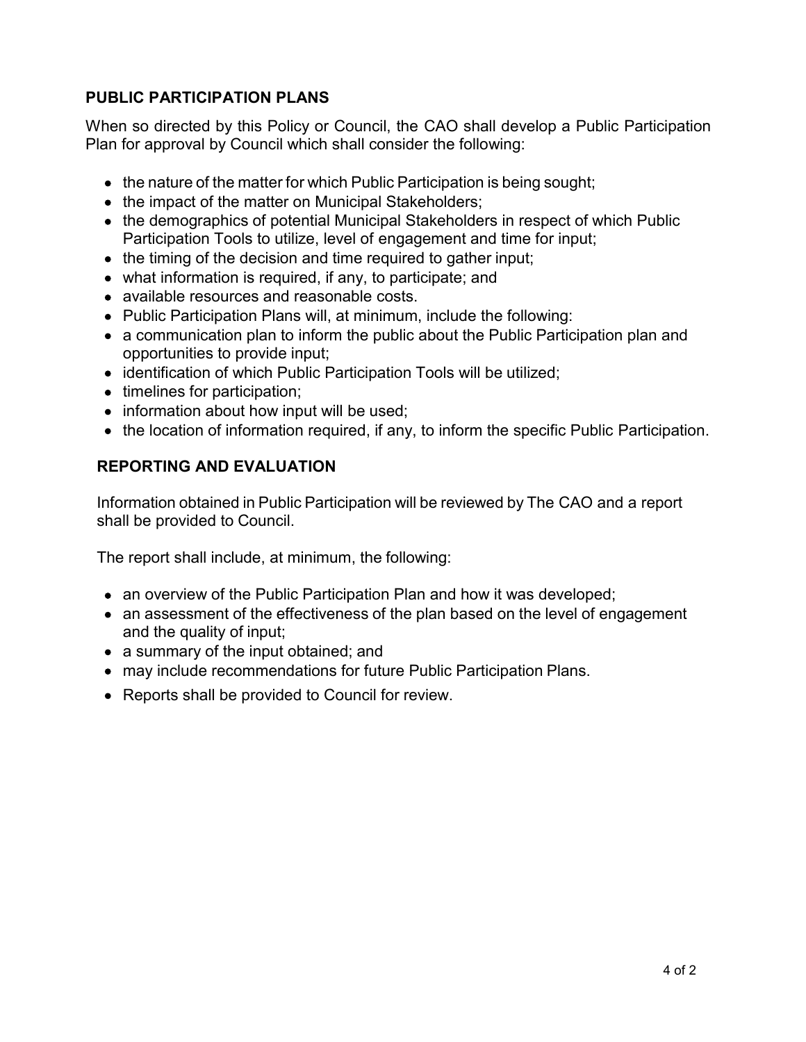## PUBLIC PARTICIPATION PLANS

When so directed by this Policy or Council, the CAO shall develop a Public Participation Plan for approval by Council which shall consider the following:

- the nature of the matter for which Public Participation is being sought;
- the impact of the matter on Municipal Stakeholders;
- the demographics of potential Municipal Stakeholders in respect of which Public Participation Tools to utilize, level of engagement and time for input;
- the timing of the decision and time required to gather input;
- what information is required, if any, to participate; and
- available resources and reasonable costs.
- Public Participation Plans will, at minimum, include the following:
- a communication plan to inform the public about the Public Participation plan and opportunities to provide input;
- identification of which Public Participation Tools will be utilized;
- timelines for participation;
- information about how input will be used;
- the location of information required, if any, to inform the specific Public Participation.

## REPORTING AND EVALUATION

Information obtained in Public Participation will be reviewed by The CAO and a report shall be provided to Council.

The report shall include, at minimum, the following:

- an overview of the Public Participation Plan and how it was developed;
- an assessment of the effectiveness of the plan based on the level of engagement and the quality of input;
- a summary of the input obtained; and
- may include recommendations for future Public Participation Plans.
- Reports shall be provided to Council for review.